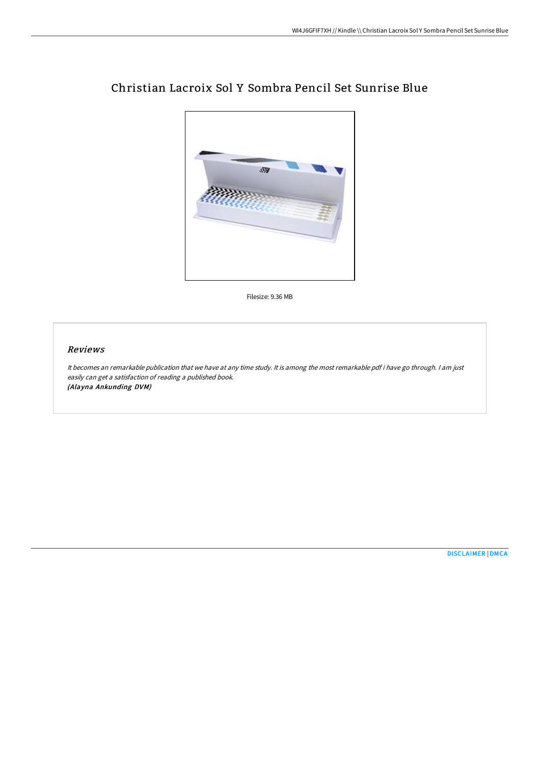# Christian Lacroix Sol Y Sombra Pencil Set Sunrise Blue

Filesize: 9.36 MB

## *Reviews*

*It becomes an remarkable publication that we have at any time study. It is among the most remarkable pdf i have go through. I am just easily can get a satisfaction of reading a published book.*
***(Alayna Ankunding DVM)***

DISCLAIMER | DMCA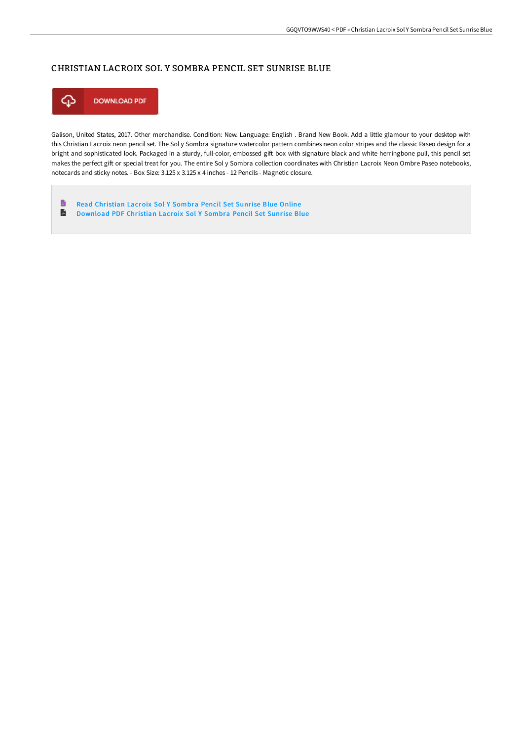# CHRISTIAN LACROIX SOL Y SOMBRA PENCIL SET SUNRISE BLUE

DOWNLOAD PDF

Galison, United States, 2017. Other merchandise. Condition: New. Language: English . Brand New Book. Add a little glamour to your desktop with this Christian Lacroix neon pencil set. The Sol y Sombra signature watercolor pattern combines neon color stripes and the classic Paseo design for a bright and sophisticated look. Packaged in a sturdy, full-color, embossed gift box with signature black and white herringbone pull, this pencil set makes the perfect gift or special treat for you. The entire Sol y Sombra collection coordinates with Christian Lacroix Neon Ombre Paseo notebooks, notecards and sticky notes. - Box Size: 3.125 x 3.125 x 4 inches - 12 Pencils - Magnetic closure.

- Read Christian Lacroix Sol Y Sombra Pencil Set Sunrise Blue Online
- Download PDF Christian Lacroix Sol Y Sombra Pencil Set Sunrise Blue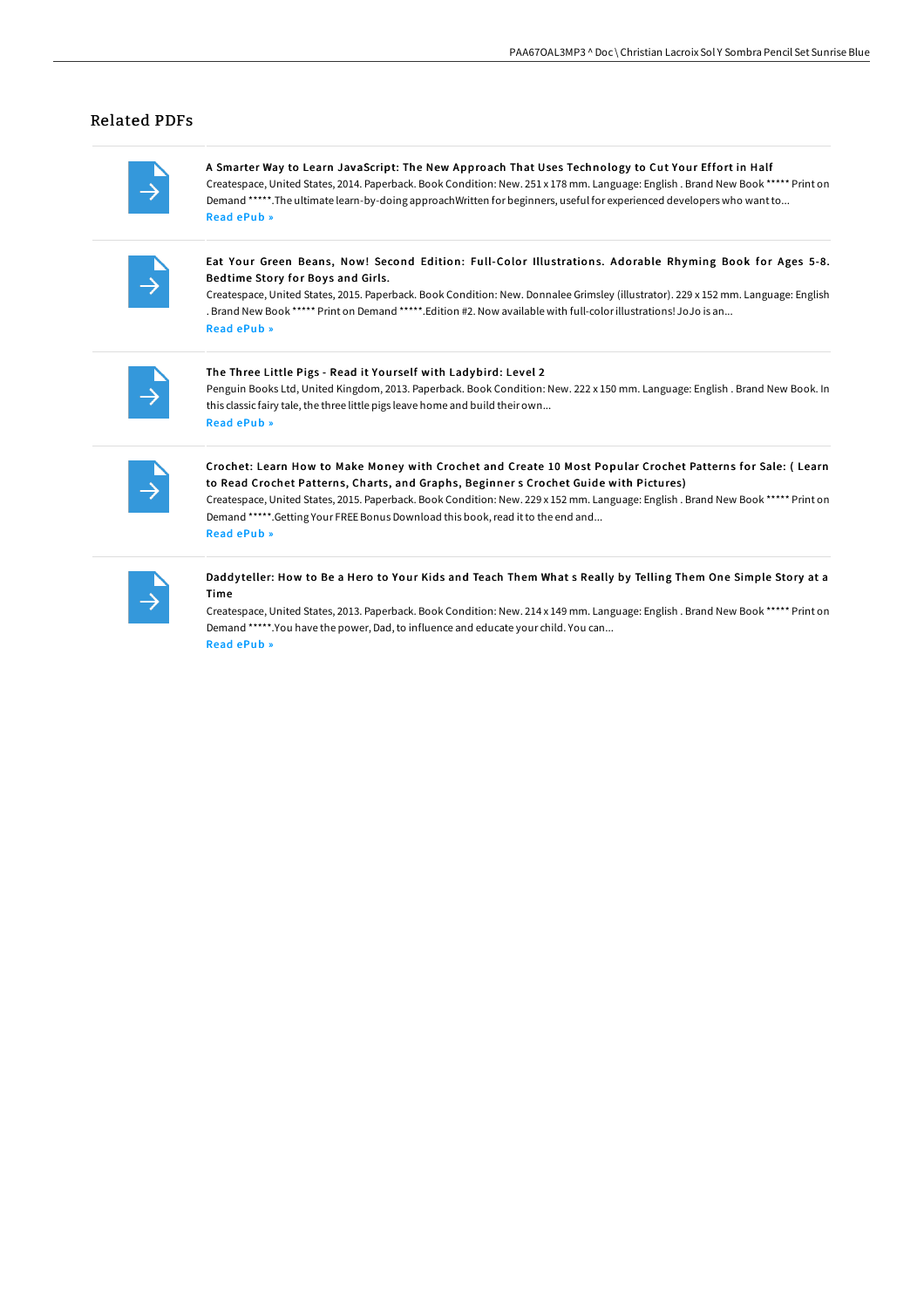## Related PDFs

**A Smarter Way to Learn JavaScript: The New Approach That Uses Technology to Cut Your Effort in Half**
Createspace, United States, 2014. Paperback. Book Condition: New. 251 x 178 mm. Language: English . Brand New Book ***** Print on Demand *****.The ultimate learn-by-doing approachWritten for beginners, useful for experienced developers who want to...
Read ePub »

**Eat Your Green Beans, Now! Second Edition: Full-Color Illustrations. Adorable Rhyming Book for Ages 5-8. Bedtime Story for Boys and Girls.**
Createspace, United States, 2015. Paperback. Book Condition: New. Donnalee Grimsley (illustrator). 229 x 152 mm. Language: English . Brand New Book ***** Print on Demand *****.Edition #2. Now available with full-color illustrations! JoJo is an...
Read ePub »

**The Three Little Pigs - Read it Yourself with Ladybird: Level 2**
Penguin Books Ltd, United Kingdom, 2013. Paperback. Book Condition: New. 222 x 150 mm. Language: English . Brand New Book. In this classic fairy tale, the three little pigs leave home and build their own...
Read ePub »

**Crochet: Learn How to Make Money with Crochet and Create 10 Most Popular Crochet Patterns for Sale: ( Learn to Read Crochet Patterns, Charts, and Graphs, Beginner s Crochet Guide with Pictures)**
Createspace, United States, 2015. Paperback. Book Condition: New. 229 x 152 mm. Language: English . Brand New Book ***** Print on Demand *****.Getting Your FREE Bonus Download this book, read it to the end and...
Read ePub »

**Daddyteller: How to Be a Hero to Your Kids and Teach Them What s Really by Telling Them One Simple Story at a Time**
Createspace, United States, 2013. Paperback. Book Condition: New. 214 x 149 mm. Language: English . Brand New Book ***** Print on Demand *****.You have the power, Dad, to influence and educate your child. You can...
Read ePub »